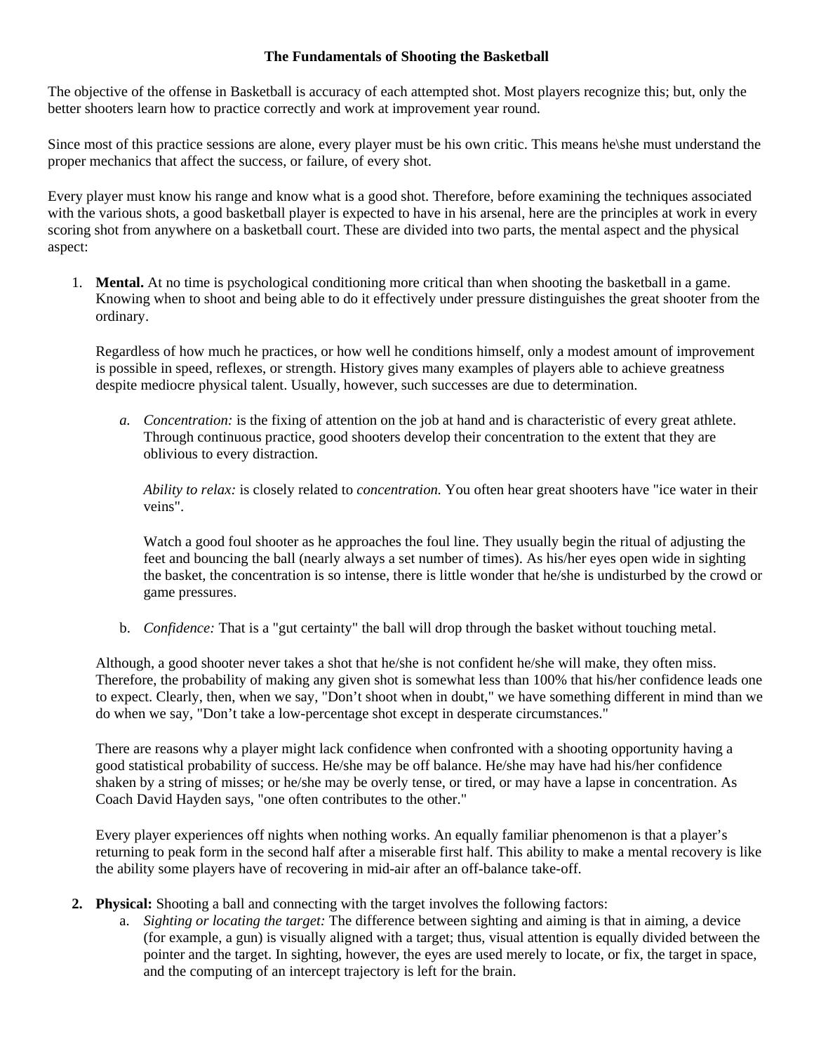# The Fundamentals of Shooting the Basketball

The objective of the offense in Basketball is accuracy of each attempted shot. Most players recognize this; but, only the better shooters learn how to practice correctly and work at improvement year round.

Since most of this practice sessions are alone, every player must be his own critic. This means he\she must understand the proper mechanics that affect the success, or failure, of every shot.

Every player must know his range and know what is a good shot. Therefore, before examining the techniques associated with the various shots, a good basketball player is expected to have in his arsenal, here are the principles at work in every scoring shot from anywhere on a basketball court. These are divided into two parts, the mental aspect and the physical aspect:

1. **Mental.** At no time is psychological conditioning more critical than when shooting the basketball in a game. Knowing when to shoot and being able to do it effectively under pressure distinguishes the great shooter from the ordinary.

   Regardless of how much he practices, or how well he conditions himself, only a modest amount of improvement is possible in speed, reflexes, or strength. History gives many examples of players able to achieve greatness despite mediocre physical talent. Usually, however, such successes are due to determination.

   a. *Concentration:* is the fixing of attention on the job at hand and is characteristic of every great athlete. Through continuous practice, good shooters develop their concentration to the extent that they are oblivious to every distraction.

      *Ability to relax:* is closely related to *concentration.* You often hear great shooters have "ice water in their veins".

      Watch a good foul shooter as he approaches the foul line. They usually begin the ritual of adjusting the feet and bouncing the ball (nearly always a set number of times). As his/her eyes open wide in sighting the basket, the concentration is so intense, there is little wonder that he/she is undisturbed by the crowd or game pressures.

   b. *Confidence:* That is a "gut certainty" the ball will drop through the basket without touching metal.

   Although, a good shooter never takes a shot that he/she is not confident he/she will make, they often miss. Therefore, the probability of making any given shot is somewhat less than 100% that his/her confidence leads one to expect. Clearly, then, when we say, "Don't shoot when in doubt," we have something different in mind than we do when we say, "Don't take a low-percentage shot except in desperate circumstances."

   There are reasons why a player might lack confidence when confronted with a shooting opportunity having a good statistical probability of success. He/she may be off balance. He/she may have had his/her confidence shaken by a string of misses; or he/she may be overly tense, or tired, or may have a lapse in concentration. As Coach David Hayden says, "one often contributes to the other."

   Every player experiences off nights when nothing works. An equally familiar phenomenon is that a player's returning to peak form in the second half after a miserable first half. This ability to make a mental recovery is like the ability some players have of recovering in mid-air after an off-balance take-off.

2. **Physical:** Shooting a ball and connecting with the target involves the following factors:
   a. *Sighting or locating the target:* The difference between sighting and aiming is that in aiming, a device (for example, a gun) is visually aligned with a target; thus, visual attention is equally divided between the pointer and the target. In sighting, however, the eyes are used merely to locate, or fix, the target in space, and the computing of an intercept trajectory is left for the brain.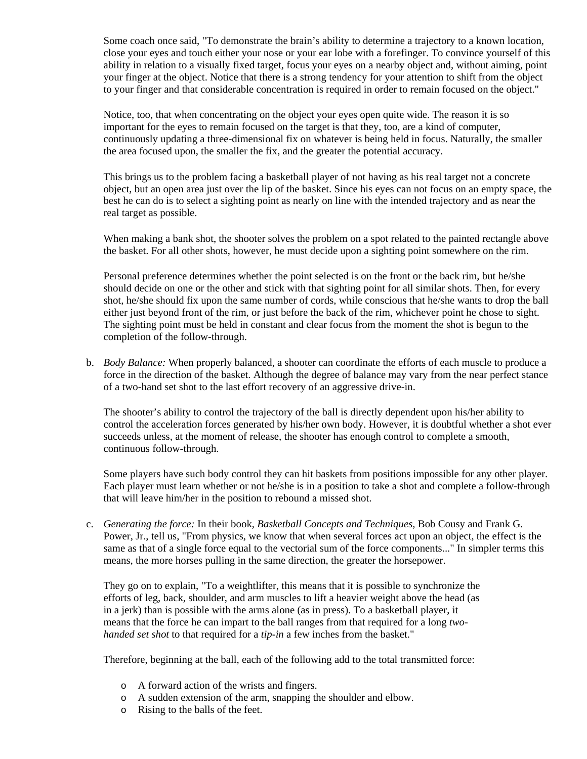Some coach once said, "To demonstrate the brain's ability to determine a trajectory to a known location, close your eyes and touch either your nose or your ear lobe with a forefinger. To convince yourself of this ability in relation to a visually fixed target, focus your eyes on a nearby object and, without aiming, point your finger at the object. Notice that there is a strong tendency for your attention to shift from the object to your finger and that considerable concentration is required in order to remain focused on the object."

Notice, too, that when concentrating on the object your eyes open quite wide. The reason it is so important for the eyes to remain focused on the target is that they, too, are a kind of computer, continuously updating a three-dimensional fix on whatever is being held in focus. Naturally, the smaller the area focused upon, the smaller the fix, and the greater the potential accuracy.

This brings us to the problem facing a basketball player of not having as his real target not a concrete object, but an open area just over the lip of the basket. Since his eyes can not focus on an empty space, the best he can do is to select a sighting point as nearly on line with the intended trajectory and as near the real target as possible.

When making a bank shot, the shooter solves the problem on a spot related to the painted rectangle above the basket. For all other shots, however, he must decide upon a sighting point somewhere on the rim.

Personal preference determines whether the point selected is on the front or the back rim, but he/she should decide on one or the other and stick with that sighting point for all similar shots. Then, for every shot, he/she should fix upon the same number of cords, while conscious that he/she wants to drop the ball either just beyond front of the rim, or just before the back of the rim, whichever point he chose to sight. The sighting point must be held in constant and clear focus from the moment the shot is begun to the completion of the follow-through.

b. *Body Balance:* When properly balanced, a shooter can coordinate the efforts of each muscle to produce a force in the direction of the basket. Although the degree of balance may vary from the near perfect stance of a two-hand set shot to the last effort recovery of an aggressive drive-in.

   The shooter's ability to control the trajectory of the ball is directly dependent upon his/her ability to control the acceleration forces generated by his/her own body. However, it is doubtful whether a shot ever succeeds unless, at the moment of release, the shooter has enough control to complete a smooth, continuous follow-through.

   Some players have such body control they can hit baskets from positions impossible for any other player. Each player must learn whether or not he/she is in a position to take a shot and complete a follow-through that will leave him/her in the position to rebound a missed shot.

c. *Generating the force:* In their book, *Basketball Concepts and Techniques,* Bob Cousy and Frank G. Power, Jr., tell us, "From physics, we know that when several forces act upon an object, the effect is the same as that of a single force equal to the vectorial sum of the force components..." In simpler terms this means, the more horses pulling in the same direction, the greater the horsepower.

   They go on to explain, "To a weightlifter, this means that it is possible to synchronize the efforts of leg, back, shoulder, and arm muscles to lift a heavier weight above the head (as in a jerk) than is possible with the arms alone (as in press). To a basketball player, it means that the force he can impart to the ball ranges from that required for a long *two-handed set shot* to that required for a *tip-in* a few inches from the basket."

   Therefore, beginning at the ball, each of the following add to the total transmitted force:

   - A forward action of the wrists and fingers.
   - A sudden extension of the arm, snapping the shoulder and elbow.
   - Rising to the balls of the feet.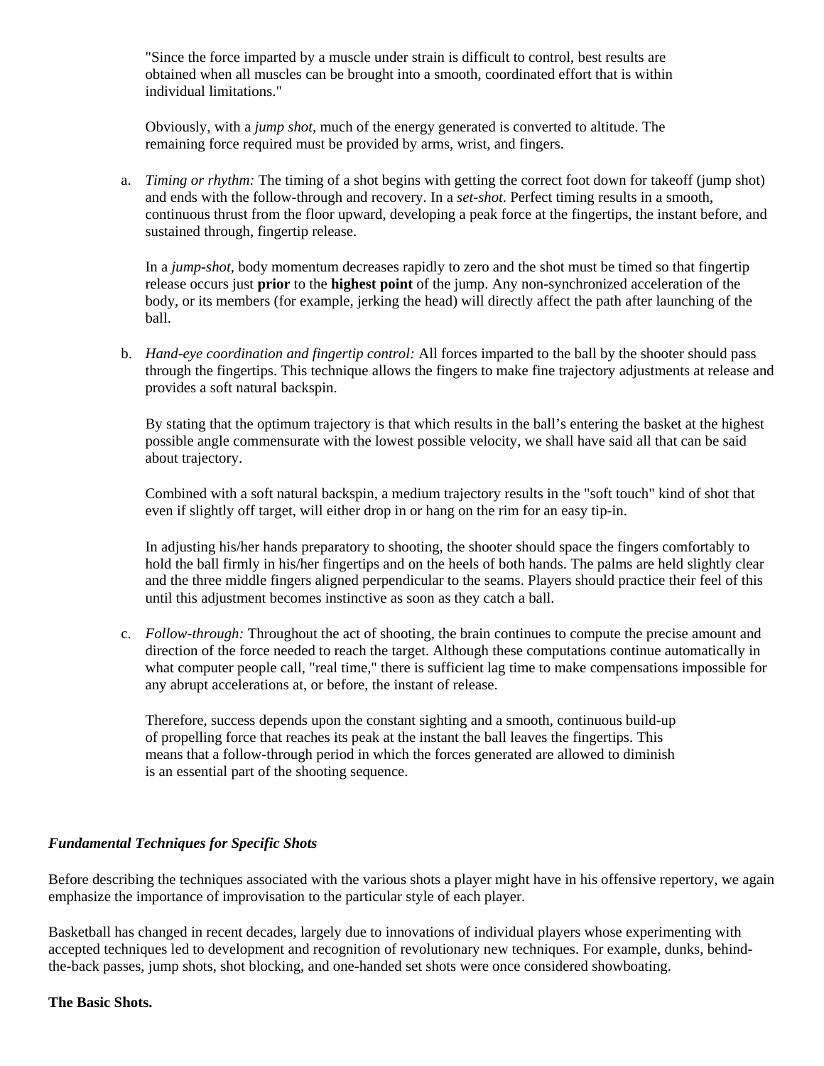"Since the force imparted by a muscle under strain is difficult to control, best results are obtained when all muscles can be brought into a smooth, coordinated effort that is within individual limitations."

Obviously, with a *jump shot,* much of the energy generated is converted to altitude. The remaining force required must be provided by arms, wrist, and fingers.

a. *Timing or rhythm:* The timing of a shot begins with getting the correct foot down for takeoff (jump shot) and ends with the follow-through and recovery. In a *set-shot*. Perfect timing results in a smooth, continuous thrust from the floor upward, developing a peak force at the fingertips, the instant before, and sustained through, fingertip release.

   In a *jump-shot*, body momentum decreases rapidly to zero and the shot must be timed so that fingertip release occurs just **prior** to the **highest point** of the jump. Any non-synchronized acceleration of the body, or its members (for example, jerking the head) will directly affect the path after launching of the ball.

b. *Hand-eye coordination and fingertip control:* All forces imparted to the ball by the shooter should pass through the fingertips. This technique allows the fingers to make fine trajectory adjustments at release and provides a soft natural backspin.

   By stating that the optimum trajectory is that which results in the ball's entering the basket at the highest possible angle commensurate with the lowest possible velocity, we shall have said all that can be said about trajectory.

   Combined with a soft natural backspin, a medium trajectory results in the "soft touch" kind of shot that even if slightly off target, will either drop in or hang on the rim for an easy tip-in.

   In adjusting his/her hands preparatory to shooting, the shooter should space the fingers comfortably to hold the ball firmly in his/her fingertips and on the heels of both hands. The palms are held slightly clear and the three middle fingers aligned perpendicular to the seams. Players should practice their feel of this until this adjustment becomes instinctive as soon as they catch a ball.

c. *Follow-through:* Throughout the act of shooting, the brain continues to compute the precise amount and direction of the force needed to reach the target. Although these computations continue automatically in what computer people call, "real time," there is sufficient lag time to make compensations impossible for any abrupt accelerations at, or before, the instant of release.

   Therefore, success depends upon the constant sighting and a smooth, continuous build-up of propelling force that reaches its peak at the instant the ball leaves the fingertips. This means that a follow-through period in which the forces generated are allowed to diminish is an essential part of the shooting sequence.

***Fundamental Techniques for Specific Shots***

Before describing the techniques associated with the various shots a player might have in his offensive repertory, we again emphasize the importance of improvisation to the particular style of each player.

Basketball has changed in recent decades, largely due to innovations of individual players whose experimenting with accepted techniques led to development and recognition of revolutionary new techniques. For example, dunks, behind-the-back passes, jump shots, shot blocking, and one-handed set shots were once considered showboating.

**The Basic Shots.**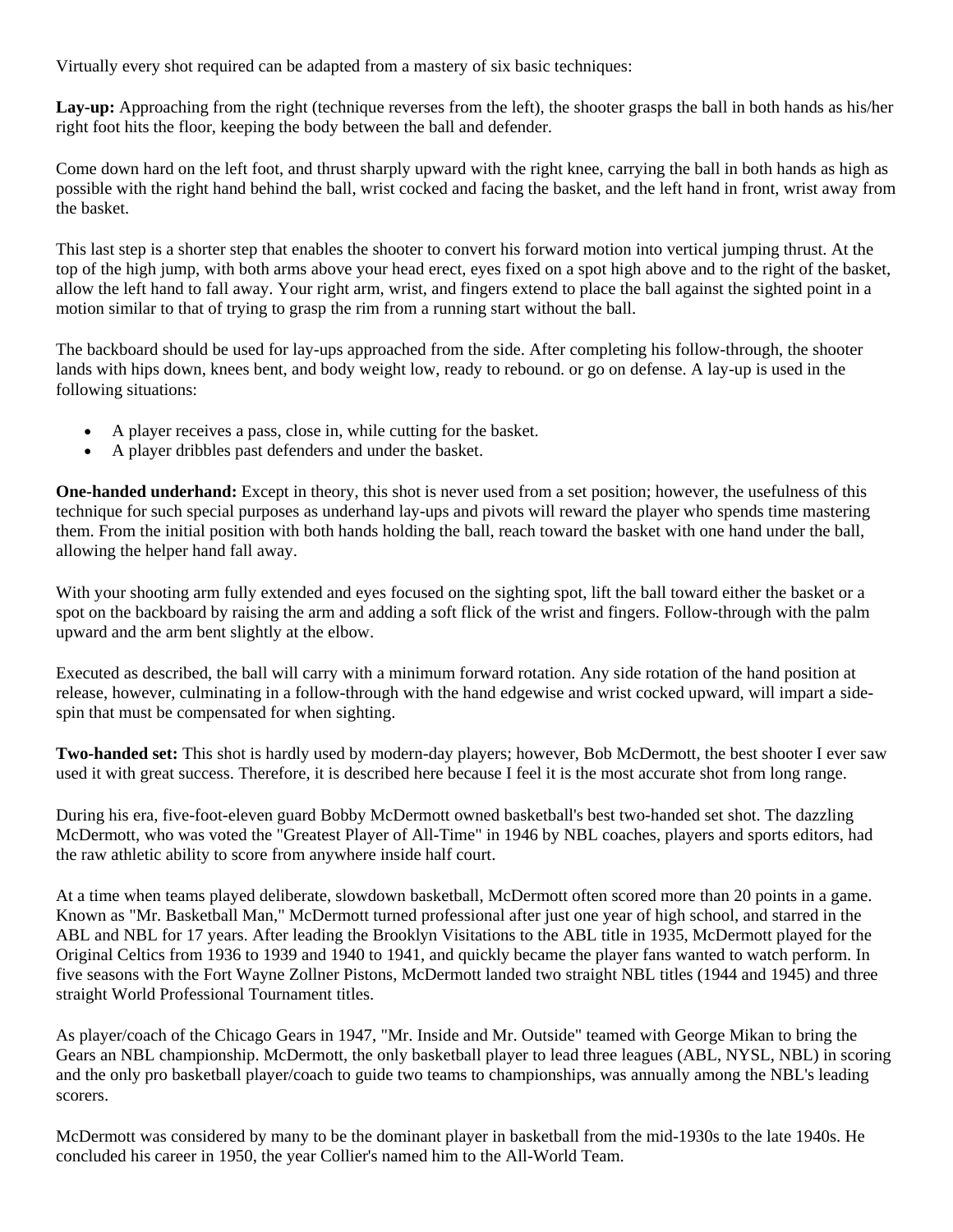Virtually every shot required can be adapted from a mastery of six basic techniques:

**Lay-up:** Approaching from the right (technique reverses from the left), the shooter grasps the ball in both hands as his/her right foot hits the floor, keeping the body between the ball and defender.

Come down hard on the left foot, and thrust sharply upward with the right knee, carrying the ball in both hands as high as possible with the right hand behind the ball, wrist cocked and facing the basket, and the left hand in front, wrist away from the basket.

This last step is a shorter step that enables the shooter to convert his forward motion into vertical jumping thrust. At the top of the high jump, with both arms above your head erect, eyes fixed on a spot high above and to the right of the basket, allow the left hand to fall away. Your right arm, wrist, and fingers extend to place the ball against the sighted point in a motion similar to that of trying to grasp the rim from a running start without the ball.

The backboard should be used for lay-ups approached from the side. After completing his follow-through, the shooter lands with hips down, knees bent, and body weight low, ready to rebound. or go on defense. A lay-up is used in the following situations:

- A player receives a pass, close in, while cutting for the basket.
- A player dribbles past defenders and under the basket.

**One-handed underhand:** Except in theory, this shot is never used from a set position; however, the usefulness of this technique for such special purposes as underhand lay-ups and pivots will reward the player who spends time mastering them. From the initial position with both hands holding the ball, reach toward the basket with one hand under the ball, allowing the helper hand fall away.

With your shooting arm fully extended and eyes focused on the sighting spot, lift the ball toward either the basket or a spot on the backboard by raising the arm and adding a soft flick of the wrist and fingers. Follow-through with the palm upward and the arm bent slightly at the elbow.

Executed as described, the ball will carry with a minimum forward rotation. Any side rotation of the hand position at release, however, culminating in a follow-through with the hand edgewise and wrist cocked upward, will impart a side-spin that must be compensated for when sighting.

**Two-handed set:** This shot is hardly used by modern-day players; however, Bob McDermott, the best shooter I ever saw used it with great success. Therefore, it is described here because I feel it is the most accurate shot from long range.

During his era, five-foot-eleven guard Bobby McDermott owned basketball's best two-handed set shot. The dazzling McDermott, who was voted the "Greatest Player of All-Time" in 1946 by NBL coaches, players and sports editors, had the raw athletic ability to score from anywhere inside half court.

At a time when teams played deliberate, slowdown basketball, McDermott often scored more than 20 points in a game. Known as "Mr. Basketball Man," McDermott turned professional after just one year of high school, and starred in the ABL and NBL for 17 years. After leading the Brooklyn Visitations to the ABL title in 1935, McDermott played for the Original Celtics from 1936 to 1939 and 1940 to 1941, and quickly became the player fans wanted to watch perform. In five seasons with the Fort Wayne Zollner Pistons, McDermott landed two straight NBL titles (1944 and 1945) and three straight World Professional Tournament titles.

As player/coach of the Chicago Gears in 1947, "Mr. Inside and Mr. Outside" teamed with George Mikan to bring the Gears an NBL championship. McDermott, the only basketball player to lead three leagues (ABL, NYSL, NBL) in scoring and the only pro basketball player/coach to guide two teams to championships, was annually among the NBL's leading scorers.

McDermott was considered by many to be the dominant player in basketball from the mid-1930s to the late 1940s. He concluded his career in 1950, the year Collier's named him to the All-World Team.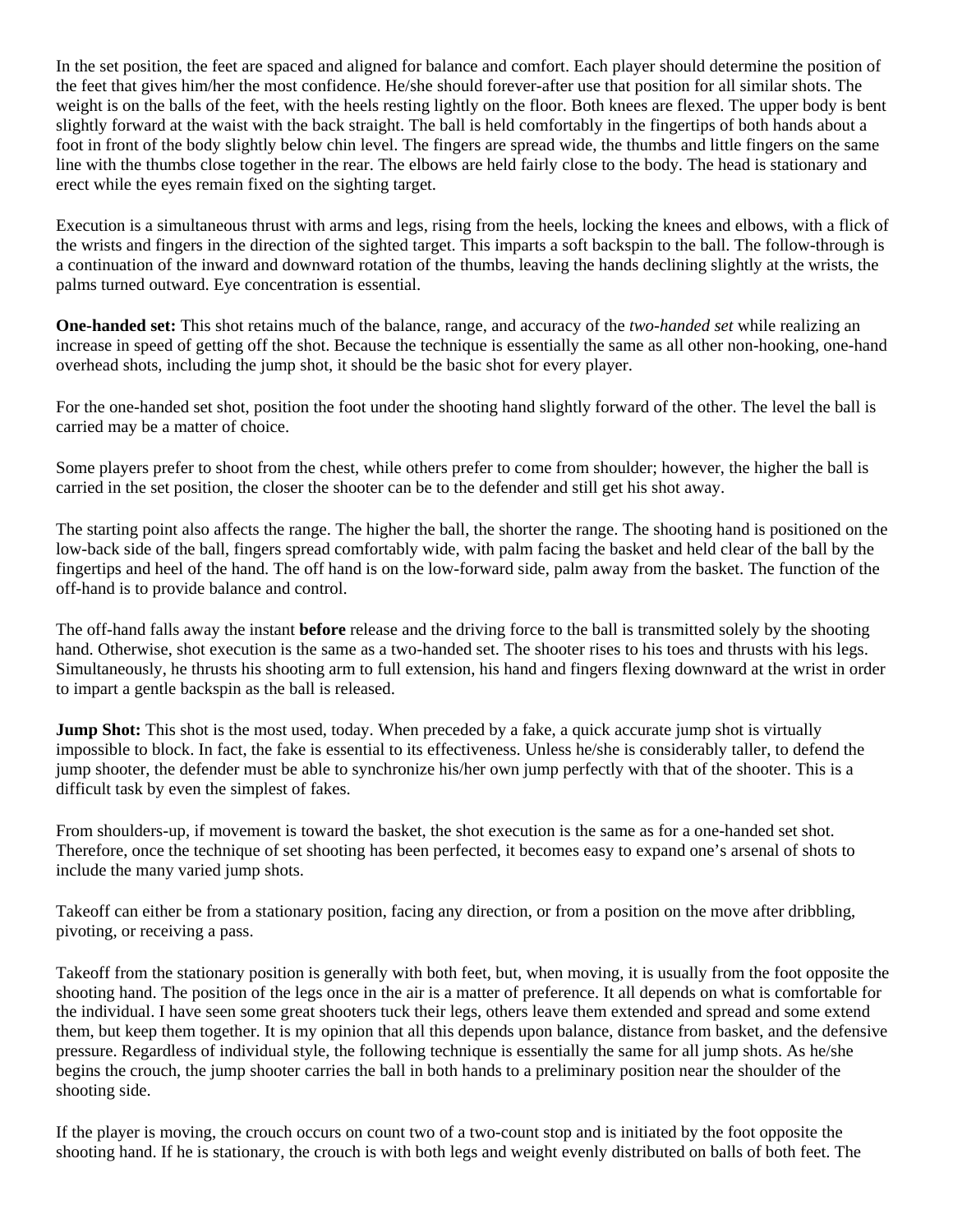In the set position, the feet are spaced and aligned for balance and comfort. Each player should determine the position of the feet that gives him/her the most confidence. He/she should forever-after use that position for all similar shots. The weight is on the balls of the feet, with the heels resting lightly on the floor. Both knees are flexed. The upper body is bent slightly forward at the waist with the back straight. The ball is held comfortably in the fingertips of both hands about a foot in front of the body slightly below chin level. The fingers are spread wide, the thumbs and little fingers on the same line with the thumbs close together in the rear. The elbows are held fairly close to the body. The head is stationary and erect while the eyes remain fixed on the sighting target.

Execution is a simultaneous thrust with arms and legs, rising from the heels, locking the knees and elbows, with a flick of the wrists and fingers in the direction of the sighted target. This imparts a soft backspin to the ball. The follow-through is a continuation of the inward and downward rotation of the thumbs, leaving the hands declining slightly at the wrists, the palms turned outward. Eye concentration is essential.

**One-handed set:** This shot retains much of the balance, range, and accuracy of the *two-handed set* while realizing an increase in speed of getting off the shot. Because the technique is essentially the same as all other non-hooking, one-hand overhead shots, including the jump shot, it should be the basic shot for every player.

For the one-handed set shot, position the foot under the shooting hand slightly forward of the other. The level the ball is carried may be a matter of choice.

Some players prefer to shoot from the chest, while others prefer to come from shoulder; however, the higher the ball is carried in the set position, the closer the shooter can be to the defender and still get his shot away.

The starting point also affects the range. The higher the ball, the shorter the range. The shooting hand is positioned on the low-back side of the ball, fingers spread comfortably wide, with palm facing the basket and held clear of the ball by the fingertips and heel of the hand. The off hand is on the low-forward side, palm away from the basket. The function of the off-hand is to provide balance and control.

The off-hand falls away the instant **before** release and the driving force to the ball is transmitted solely by the shooting hand. Otherwise, shot execution is the same as a two-handed set. The shooter rises to his toes and thrusts with his legs. Simultaneously, he thrusts his shooting arm to full extension, his hand and fingers flexing downward at the wrist in order to impart a gentle backspin as the ball is released.

**Jump Shot:** This shot is the most used, today. When preceded by a fake, a quick accurate jump shot is virtually impossible to block. In fact, the fake is essential to its effectiveness. Unless he/she is considerably taller, to defend the jump shooter, the defender must be able to synchronize his/her own jump perfectly with that of the shooter. This is a difficult task by even the simplest of fakes.

From shoulders-up, if movement is toward the basket, the shot execution is the same as for a one-handed set shot. Therefore, once the technique of set shooting has been perfected, it becomes easy to expand one's arsenal of shots to include the many varied jump shots.

Takeoff can either be from a stationary position, facing any direction, or from a position on the move after dribbling, pivoting, or receiving a pass.

Takeoff from the stationary position is generally with both feet, but, when moving, it is usually from the foot opposite the shooting hand. The position of the legs once in the air is a matter of preference. It all depends on what is comfortable for the individual. I have seen some great shooters tuck their legs, others leave them extended and spread and some extend them, but keep them together. It is my opinion that all this depends upon balance, distance from basket, and the defensive pressure. Regardless of individual style, the following technique is essentially the same for all jump shots. As he/she begins the crouch, the jump shooter carries the ball in both hands to a preliminary position near the shoulder of the shooting side.

If the player is moving, the crouch occurs on count two of a two-count stop and is initiated by the foot opposite the shooting hand. If he is stationary, the crouch is with both legs and weight evenly distributed on balls of both feet. The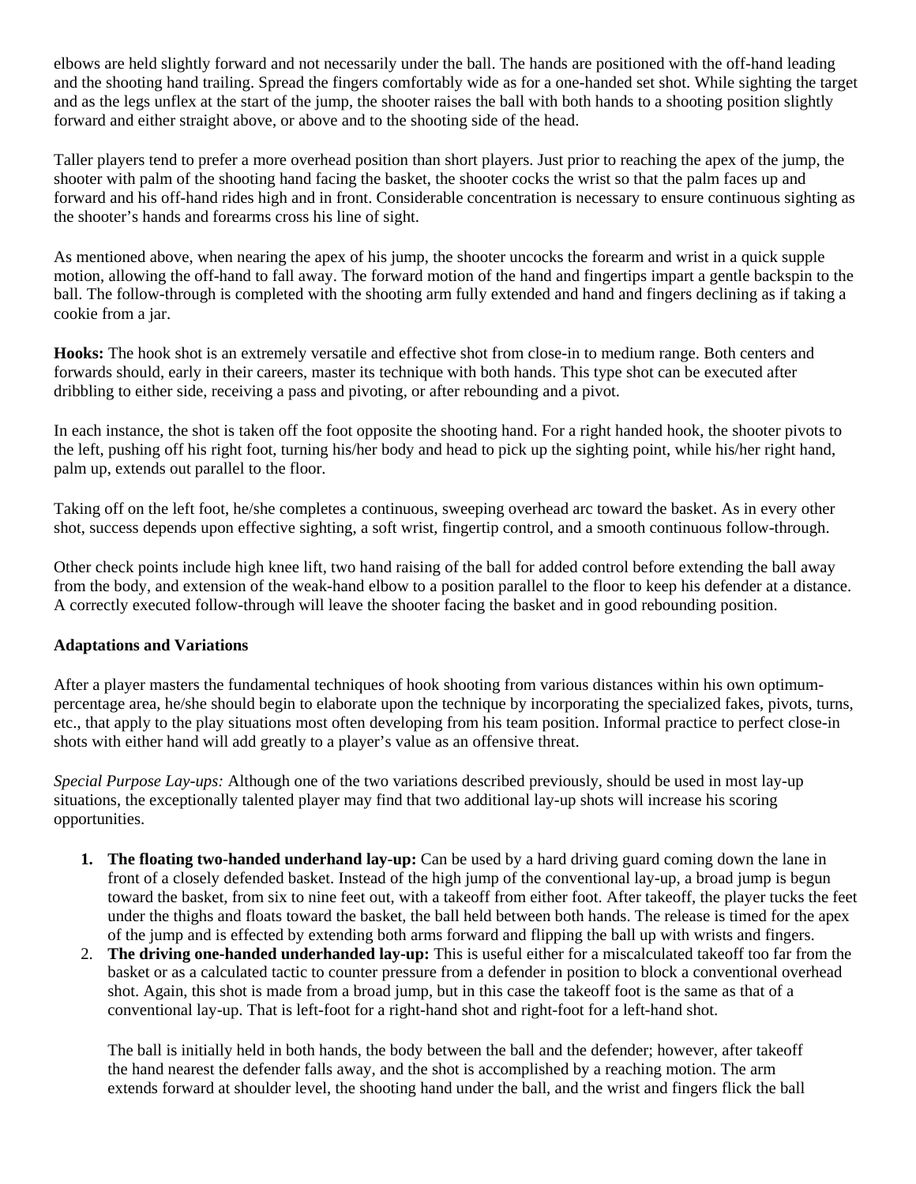elbows are held slightly forward and not necessarily under the ball. The hands are positioned with the off-hand leading and the shooting hand trailing. Spread the fingers comfortably wide as for a one-handed set shot. While sighting the target and as the legs unflex at the start of the jump, the shooter raises the ball with both hands to a shooting position slightly forward and either straight above, or above and to the shooting side of the head.

Taller players tend to prefer a more overhead position than short players. Just prior to reaching the apex of the jump, the shooter with palm of the shooting hand facing the basket, the shooter cocks the wrist so that the palm faces up and forward and his off-hand rides high and in front. Considerable concentration is necessary to ensure continuous sighting as the shooter's hands and forearms cross his line of sight.

As mentioned above, when nearing the apex of his jump, the shooter uncocks the forearm and wrist in a quick supple motion, allowing the off-hand to fall away. The forward motion of the hand and fingertips impart a gentle backspin to the ball. The follow-through is completed with the shooting arm fully extended and hand and fingers declining as if taking a cookie from a jar.

**Hooks:** The hook shot is an extremely versatile and effective shot from close-in to medium range. Both centers and forwards should, early in their careers, master its technique with both hands. This type shot can be executed after dribbling to either side, receiving a pass and pivoting, or after rebounding and a pivot.

In each instance, the shot is taken off the foot opposite the shooting hand. For a right handed hook, the shooter pivots to the left, pushing off his right foot, turning his/her body and head to pick up the sighting point, while his/her right hand, palm up, extends out parallel to the floor.

Taking off on the left foot, he/she completes a continuous, sweeping overhead arc toward the basket. As in every other shot, success depends upon effective sighting, a soft wrist, fingertip control, and a smooth continuous follow-through.

Other check points include high knee lift, two hand raising of the ball for added control before extending the ball away from the body, and extension of the weak-hand elbow to a position parallel to the floor to keep his defender at a distance. A correctly executed follow-through will leave the shooter facing the basket and in good rebounding position.

**Adaptations and Variations**

After a player masters the fundamental techniques of hook shooting from various distances within his own optimum-percentage area, he/she should begin to elaborate upon the technique by incorporating the specialized fakes, pivots, turns, etc., that apply to the play situations most often developing from his team position. Informal practice to perfect close-in shots with either hand will add greatly to a player's value as an offensive threat.

*Special Purpose Lay-ups:* Although one of the two variations described previously, should be used in most lay-up situations, the exceptionally talented player may find that two additional lay-up shots will increase his scoring opportunities.

1. **The floating two-handed underhand lay-up:** Can be used by a hard driving guard coming down the lane in front of a closely defended basket. Instead of the high jump of the conventional lay-up, a broad jump is begun toward the basket, from six to nine feet out, with a takeoff from either foot. After takeoff, the player tucks the feet under the thighs and floats toward the basket, the ball held between both hands. The release is timed for the apex of the jump and is effected by extending both arms forward and flipping the ball up with wrists and fingers.
2. **The driving one-handed underhanded lay-up:** This is useful either for a miscalculated takeoff too far from the basket or as a calculated tactic to counter pressure from a defender in position to block a conventional overhead shot. Again, this shot is made from a broad jump, but in this case the takeoff foot is the same as that of a conventional lay-up. That is left-foot for a right-hand shot and right-foot for a left-hand shot.

   The ball is initially held in both hands, the body between the ball and the defender; however, after takeoff the hand nearest the defender falls away, and the shot is accomplished by a reaching motion. The arm extends forward at shoulder level, the shooting hand under the ball, and the wrist and fingers flick the ball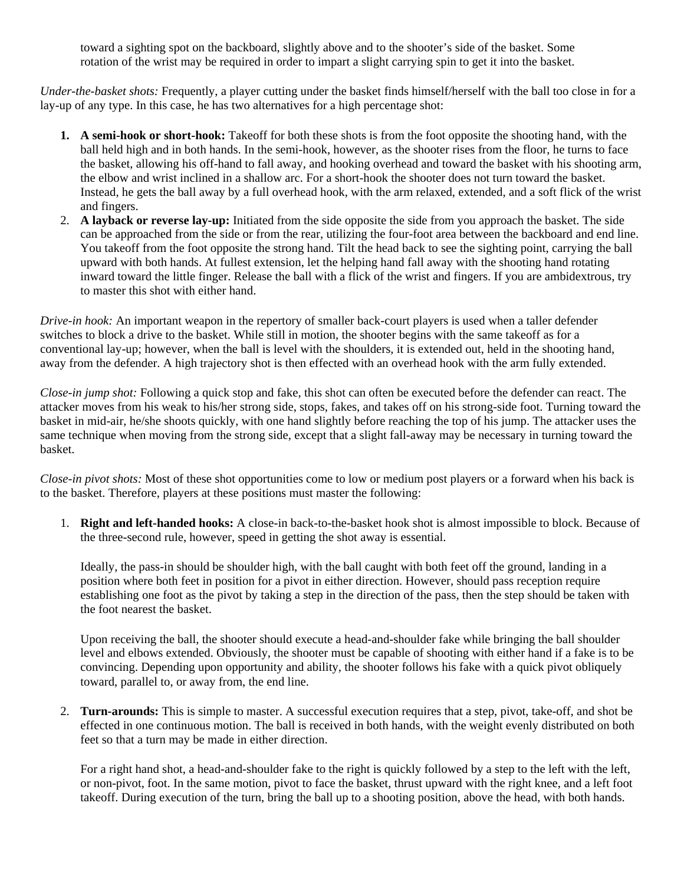toward a sighting spot on the backboard, slightly above and to the shooter's side of the basket. Some rotation of the wrist may be required in order to impart a slight carrying spin to get it into the basket.

*Under-the-basket shots:* Frequently, a player cutting under the basket finds himself/herself with the ball too close in for a lay-up of any type. In this case, he has two alternatives for a high percentage shot:

1. **A semi-hook or short-hook:** Takeoff for both these shots is from the foot opposite the shooting hand, with the ball held high and in both hands. In the semi-hook, however, as the shooter rises from the floor, he turns to face the basket, allowing his off-hand to fall away, and hooking overhead and toward the basket with his shooting arm, the elbow and wrist inclined in a shallow arc. For a short-hook the shooter does not turn toward the basket. Instead, he gets the ball away by a full overhead hook, with the arm relaxed, extended, and a soft flick of the wrist and fingers.
2. **A layback or reverse lay-up:** Initiated from the side opposite the side from you approach the basket. The side can be approached from the side or from the rear, utilizing the four-foot area between the backboard and end line. You takeoff from the foot opposite the strong hand. Tilt the head back to see the sighting point, carrying the ball upward with both hands. At fullest extension, let the helping hand fall away with the shooting hand rotating inward toward the little finger. Release the ball with a flick of the wrist and fingers. If you are ambidextrous, try to master this shot with either hand.

*Drive-in hook:* An important weapon in the repertory of smaller back-court players is used when a taller defender switches to block a drive to the basket. While still in motion, the shooter begins with the same takeoff as for a conventional lay-up; however, when the ball is level with the shoulders, it is extended out, held in the shooting hand, away from the defender. A high trajectory shot is then effected with an overhead hook with the arm fully extended.

*Close-in jump shot:* Following a quick stop and fake, this shot can often be executed before the defender can react. The attacker moves from his weak to his/her strong side, stops, fakes, and takes off on his strong-side foot. Turning toward the basket in mid-air, he/she shoots quickly, with one hand slightly before reaching the top of his jump. The attacker uses the same technique when moving from the strong side, except that a slight fall-away may be necessary in turning toward the basket.

*Close-in pivot shots:* Most of these shot opportunities come to low or medium post players or a forward when his back is to the basket. Therefore, players at these positions must master the following:

1. **Right and left-handed hooks:** A close-in back-to-the-basket hook shot is almost impossible to block. Because of the three-second rule, however, speed in getting the shot away is essential.

   Ideally, the pass-in should be shoulder high, with the ball caught with both feet off the ground, landing in a position where both feet in position for a pivot in either direction. However, should pass reception require establishing one foot as the pivot by taking a step in the direction of the pass, then the step should be taken with the foot nearest the basket.

   Upon receiving the ball, the shooter should execute a head-and-shoulder fake while bringing the ball shoulder level and elbows extended. Obviously, the shooter must be capable of shooting with either hand if a fake is to be convincing. Depending upon opportunity and ability, the shooter follows his fake with a quick pivot obliquely toward, parallel to, or away from, the end line.

2. **Turn-arounds:** This is simple to master. A successful execution requires that a step, pivot, take-off, and shot be effected in one continuous motion. The ball is received in both hands, with the weight evenly distributed on both feet so that a turn may be made in either direction.

   For a right hand shot, a head-and-shoulder fake to the right is quickly followed by a step to the left with the left, or non-pivot, foot. In the same motion, pivot to face the basket, thrust upward with the right knee, and a left foot takeoff. During execution of the turn, bring the ball up to a shooting position, above the head, with both hands.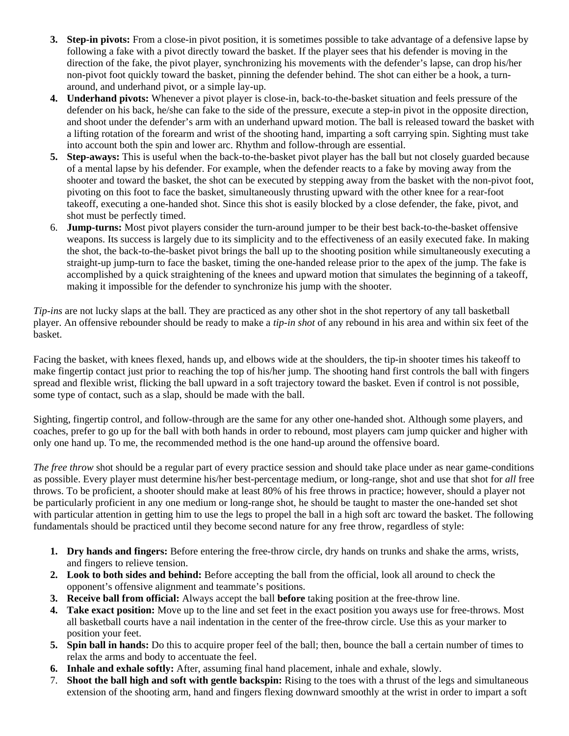3. **Step-in pivots:** From a close-in pivot position, it is sometimes possible to take advantage of a defensive lapse by following a fake with a pivot directly toward the basket. If the player sees that his defender is moving in the direction of the fake, the pivot player, synchronizing his movements with the defender's lapse, can drop his/her non-pivot foot quickly toward the basket, pinning the defender behind. The shot can either be a hook, a turn-around, and underhand pivot, or a simple lay-up.
4. **Underhand pivots:** Whenever a pivot player is close-in, back-to-the-basket situation and feels pressure of the defender on his back, he/she can fake to the side of the pressure, execute a step-in pivot in the opposite direction, and shoot under the defender's arm with an underhand upward motion. The ball is released toward the basket with a lifting rotation of the forearm and wrist of the shooting hand, imparting a soft carrying spin. Sighting must take into account both the spin and lower arc. Rhythm and follow-through are essential.
5. **Step-aways:** This is useful when the back-to-the-basket pivot player has the ball but not closely guarded because of a mental lapse by his defender. For example, when the defender reacts to a fake by moving away from the shooter and toward the basket, the shot can be executed by stepping away from the basket with the non-pivot foot, pivoting on this foot to face the basket, simultaneously thrusting upward with the other knee for a rear-foot takeoff, executing a one-handed shot. Since this shot is easily blocked by a close defender, the fake, pivot, and shot must be perfectly timed.
6. **Jump-turns:** Most pivot players consider the turn-around jumper to be their best back-to-the-basket offensive weapons. Its success is largely due to its simplicity and to the effectiveness of an easily executed fake. In making the shot, the back-to-the-basket pivot brings the ball up to the shooting position while simultaneously executing a straight-up jump-turn to face the basket, timing the one-handed release prior to the apex of the jump. The fake is accomplished by a quick straightening of the knees and upward motion that simulates the beginning of a takeoff, making it impossible for the defender to synchronize his jump with the shooter.

*Tip-ins* are not lucky slaps at the ball. They are practiced as any other shot in the shot repertory of any tall basketball player. An offensive rebounder should be ready to make a *tip-in shot* of any rebound in his area and within six feet of the basket.

Facing the basket, with knees flexed, hands up, and elbows wide at the shoulders, the tip-in shooter times his takeoff to make fingertip contact just prior to reaching the top of his/her jump. The shooting hand first controls the ball with fingers spread and flexible wrist, flicking the ball upward in a soft trajectory toward the basket. Even if control is not possible, some type of contact, such as a slap, should be made with the ball.

Sighting, fingertip control, and follow-through are the same for any other one-handed shot. Although some players, and coaches, prefer to go up for the ball with both hands in order to rebound, most players cam jump quicker and higher with only one hand up. To me, the recommended method is the one hand-up around the offensive board.

*The free throw* shot should be a regular part of every practice session and should take place under as near game-conditions as possible. Every player must determine his/her best-percentage medium, or long-range, shot and use that shot for *all* free throws. To be proficient, a shooter should make at least 80% of his free throws in practice; however, should a player not be particularly proficient in any one medium or long-range shot, he should be taught to master the one-handed set shot with particular attention in getting him to use the legs to propel the ball in a high soft arc toward the basket. The following fundamentals should be practiced until they become second nature for any free throw, regardless of style:

1. **Dry hands and fingers:** Before entering the free-throw circle, dry hands on trunks and shake the arms, wrists, and fingers to relieve tension.
2. **Look to both sides and behind:** Before accepting the ball from the official, look all around to check the opponent's offensive alignment and teammate's positions.
3. **Receive ball from official:** Always accept the ball **before** taking position at the free-throw line.
4. **Take exact position:** Move up to the line and set feet in the exact position you aways use for free-throws. Most all basketball courts have a nail indentation in the center of the free-throw circle. Use this as your marker to position your feet.
5. **Spin ball in hands:** Do this to acquire proper feel of the ball; then, bounce the ball a certain number of times to relax the arms and body to accentuate the feel.
6. **Inhale and exhale softly:** After, assuming final hand placement, inhale and exhale, slowly.
7. **Shoot the ball high and soft with gentle backspin:** Rising to the toes with a thrust of the legs and simultaneous extension of the shooting arm, hand and fingers flexing downward smoothly at the wrist in order to impart a soft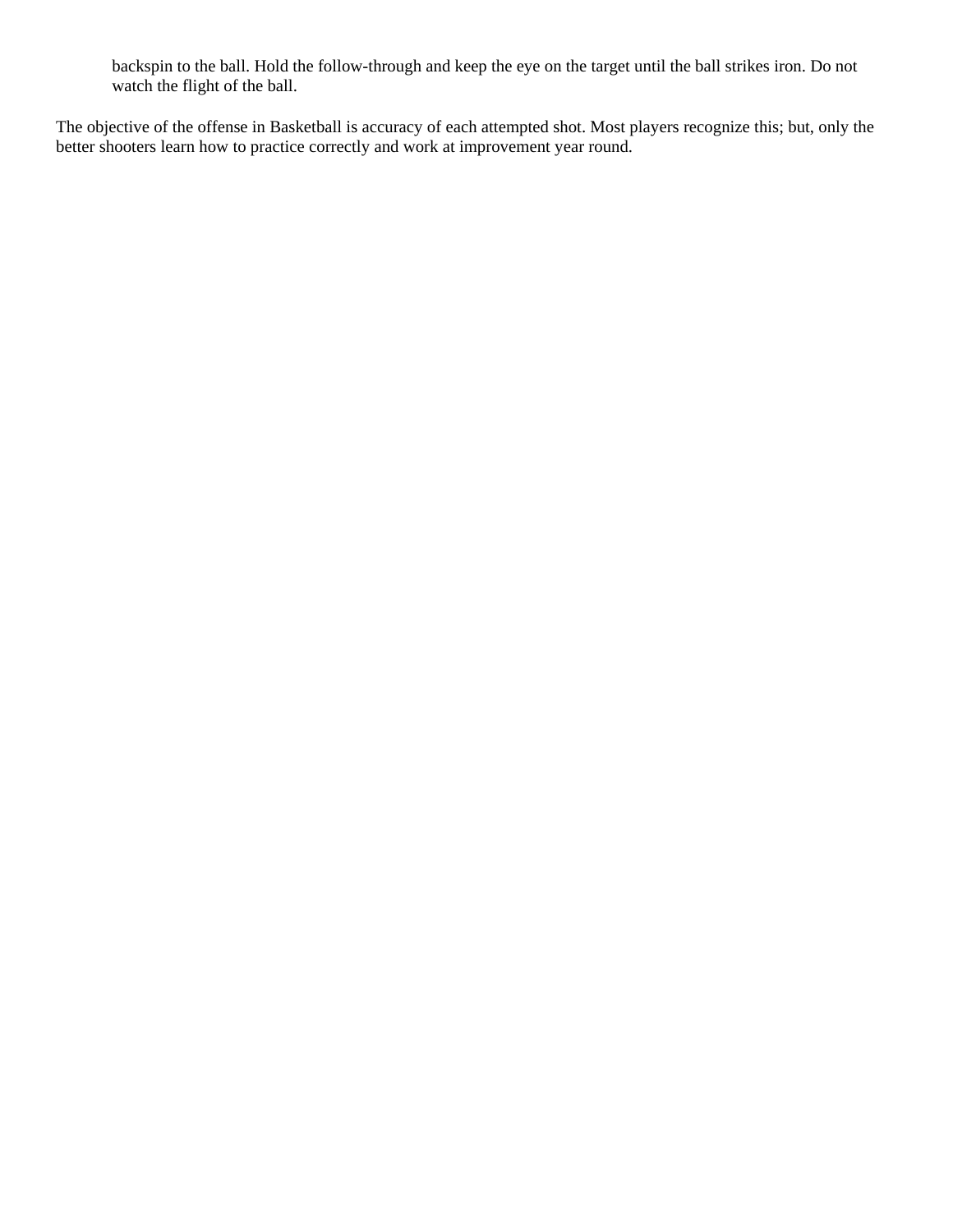backspin to the ball. Hold the follow-through and keep the eye on the target until the ball strikes iron. Do not watch the flight of the ball.

The objective of the offense in Basketball is accuracy of each attempted shot. Most players recognize this; but, only the better shooters learn how to practice correctly and work at improvement year round.